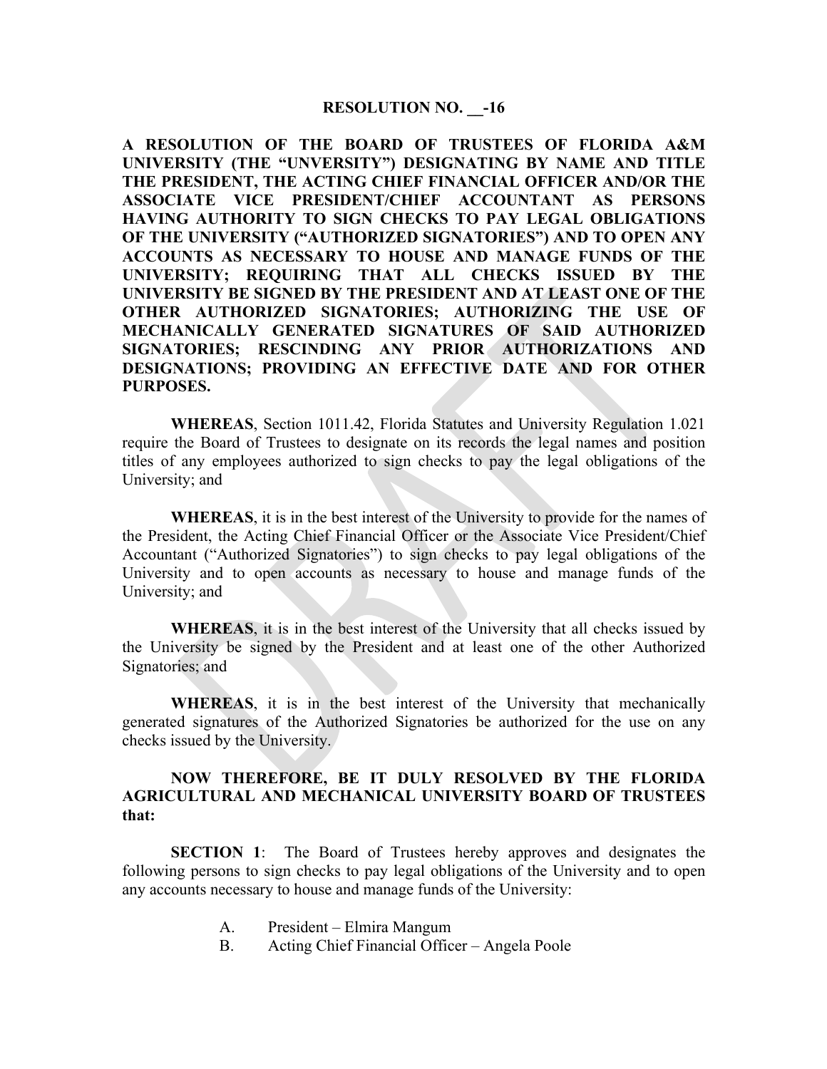**RESOLUTION NO. __-16**

**A RESOLUTION OF THE BOARD OF TRUSTEES OF FLORIDA A&M UNIVERSITY (THE "UNVERSITY") DESIGNATING BY NAME AND TITLE THE PRESIDENT, THE ACTING CHIEF FINANCIAL OFFICER AND/OR THE ASSOCIATE VICE PRESIDENT/CHIEF ACCOUNTANT AS PERSONS HAVING AUTHORITY TO SIGN CHECKS TO PAY LEGAL OBLIGATIONS OF THE UNIVERSITY ("AUTHORIZED SIGNATORIES") AND TO OPEN ANY ACCOUNTS AS NECESSARY TO HOUSE AND MANAGE FUNDS OF THE UNIVERSITY; REQUIRING THAT ALL CHECKS ISSUED BY THE UNIVERSITY BE SIGNED BY THE PRESIDENT AND AT LEAST ONE OF THE OTHER AUTHORIZED SIGNATORIES; AUTHORIZING THE USE OF MECHANICALLY GENERATED SIGNATURES OF SAID AUTHORIZED SIGNATORIES; RESCINDING ANY PRIOR AUTHORIZATIONS AND DESIGNATIONS; PROVIDING AN EFFECTIVE DATE AND FOR OTHER PURPOSES.**

**WHEREAS**, Section 1011.42, Florida Statutes and University Regulation 1.021 require the Board of Trustees to designate on its records the legal names and position titles of any employees authorized to sign checks to pay the legal obligations of the University; and

**WHEREAS**, it is in the best interest of the University to provide for the names of the President, the Acting Chief Financial Officer or the Associate Vice President/Chief Accountant ("Authorized Signatories") to sign checks to pay legal obligations of the University and to open accounts as necessary to house and manage funds of the University; and

**WHEREAS**, it is in the best interest of the University that all checks issued by the University be signed by the President and at least one of the other Authorized Signatories; and

**WHEREAS**, it is in the best interest of the University that mechanically generated signatures of the Authorized Signatories be authorized for the use on any checks issued by the University.

**NOW THEREFORE, BE IT DULY RESOLVED BY THE FLORIDA AGRICULTURAL AND MECHANICAL UNIVERSITY BOARD OF TRUSTEES that:**

**SECTION 1**: The Board of Trustees hereby approves and designates the following persons to sign checks to pay legal obligations of the University and to open any accounts necessary to house and manage funds of the University:

A. President – Elmira Mangum
B. Acting Chief Financial Officer – Angela Poole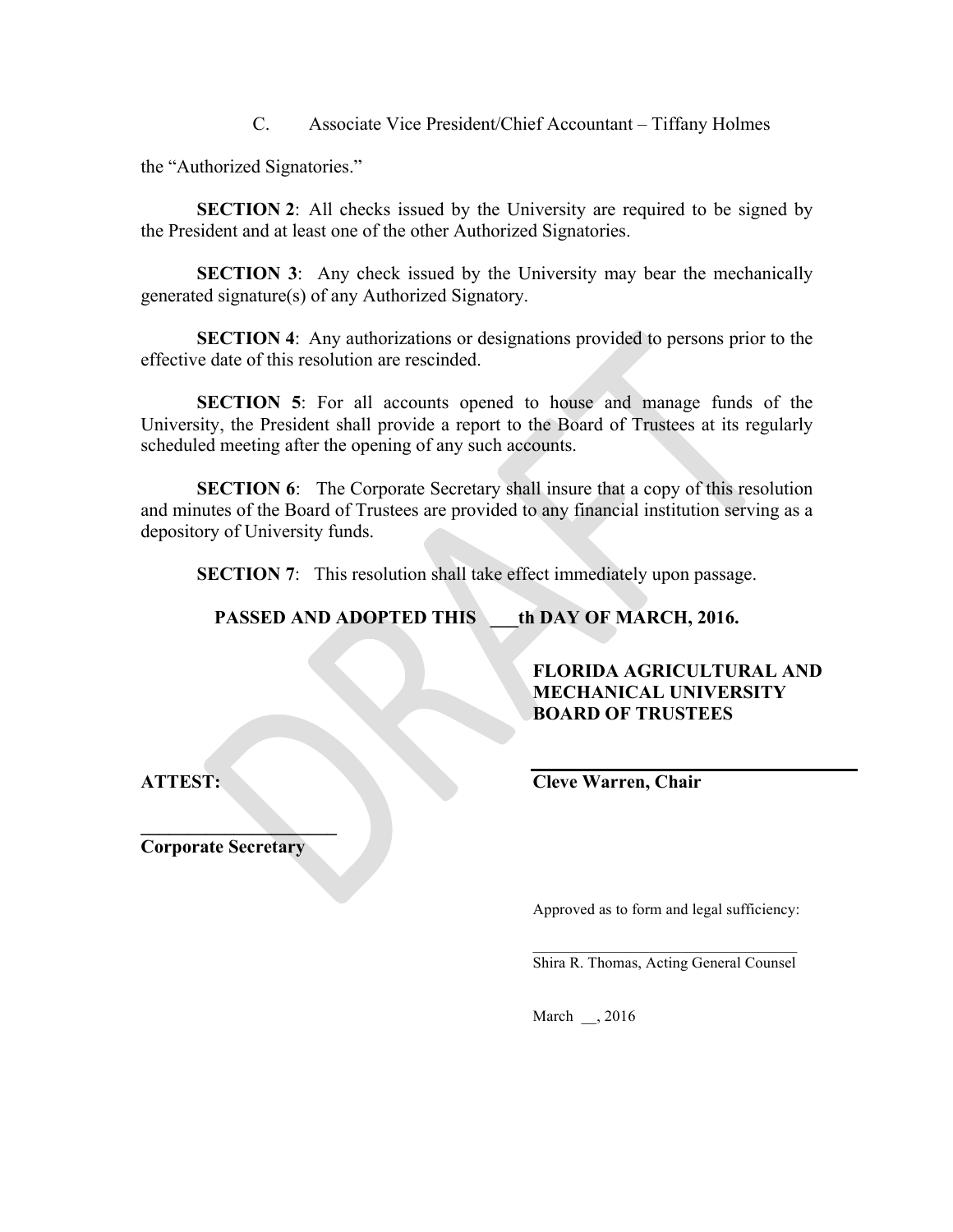C. Associate Vice President/Chief Accountant – Tiffany Holmes

the "Authorized Signatories."

**SECTION 2**: All checks issued by the University are required to be signed by the President and at least one of the other Authorized Signatories.

**SECTION 3**: Any check issued by the University may bear the mechanically generated signature(s) of any Authorized Signatory.

**SECTION 4**: Any authorizations or designations provided to persons prior to the effective date of this resolution are rescinded.

**SECTION 5**: For all accounts opened to house and manage funds of the University, the President shall provide a report to the Board of Trustees at its regularly scheduled meeting after the opening of any such accounts.

**SECTION 6**: The Corporate Secretary shall insure that a copy of this resolution and minutes of the Board of Trustees are provided to any financial institution serving as a depository of University funds.

**SECTION 7**: This resolution shall take effect immediately upon passage.

**PASSED AND ADOPTED THIS \_\_\_th DAY OF MARCH, 2016.**

**FLORIDA AGRICULTURAL AND MECHANICAL UNIVERSITY BOARD OF TRUSTEES**

**ATTEST:**

\_\_\_\_\_\_\_\_\_\_\_\_\_\_\_\_\_\_\_\_\_\_\_\_\_\_\_\_\_\_\_\_\_\_\_\_

**Cleve Warren, Chair**

\_\_\_\_\_\_\_\_\_\_\_\_\_\_\_\_\_\_\_\_\_\_

**Corporate Secretary**

Approved as to form and legal sufficiency:

\_\_\_\_\_\_\_\_\_\_\_\_\_\_\_\_\_\_\_\_\_\_\_\_\_\_\_\_\_\_\_\_\_\_

Shira R. Thomas, Acting General Counsel

March \_\_, 2016

DRAFT